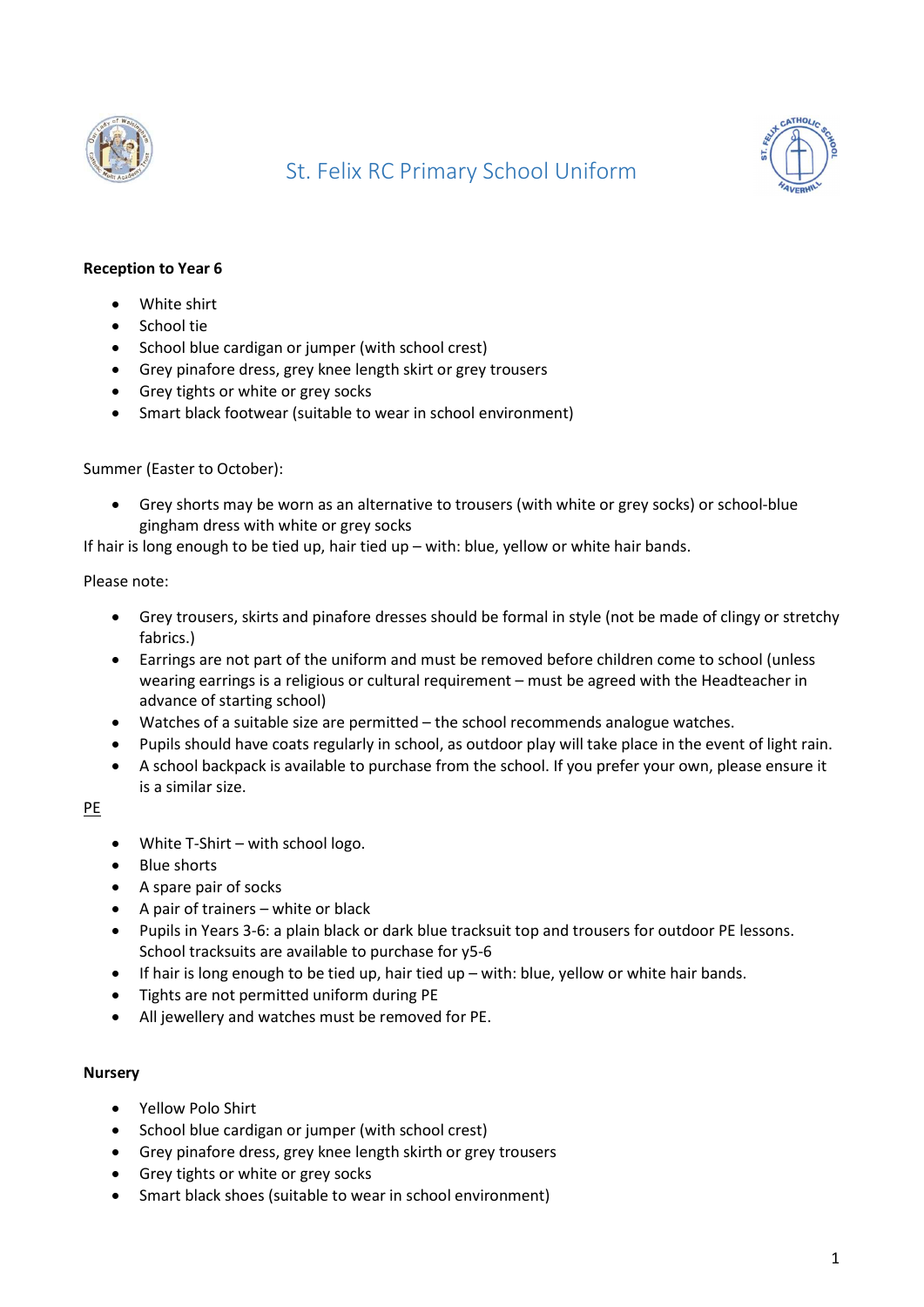# St. Felix RC Primary School Uniform

**Reception to Year 6**

- White shirt
- School tie
- School blue cardigan or jumper (with school crest)
- Grey pinafore dress, grey knee length skirt or grey trousers
- Grey tights or white or grey socks
- Smart black footwear (suitable to wear in school environment)

Summer (Easter to October):

- Grey shorts may be worn as an alternative to trousers (with white or grey socks) or school-blue gingham dress with white or grey socks

If hair is long enough to be tied up, hair tied up – with: blue, yellow or white hair bands.

Please note:

- Grey trousers, skirts and pinafore dresses should be formal in style (not be made of clingy or stretchy fabrics.)
- Earrings are not part of the uniform and must be removed before children come to school (unless wearing earrings is a religious or cultural requirement – must be agreed with the Headteacher in advance of starting school)
- Watches of a suitable size are permitted – the school recommends analogue watches.
- Pupils should have coats regularly in school, as outdoor play will take place in the event of light rain.
- A school backpack is available to purchase from the school. If you prefer your own, please ensure it is a similar size.

<u>PE</u>

- White T-Shirt – with school logo.
- Blue shorts
- A spare pair of socks
- A pair of trainers – white or black
- Pupils in Years 3-6: a plain black or dark blue tracksuit top and trousers for outdoor PE lessons. School tracksuits are available to purchase for y5-6
- If hair is long enough to be tied up, hair tied up – with: blue, yellow or white hair bands.
- Tights are not permitted uniform during PE
- All jewellery and watches must be removed for PE.

**Nursery**

- Yellow Polo Shirt
- School blue cardigan or jumper (with school crest)
- Grey pinafore dress, grey knee length skirth or grey trousers
- Grey tights or white or grey socks
- Smart black shoes (suitable to wear in school environment)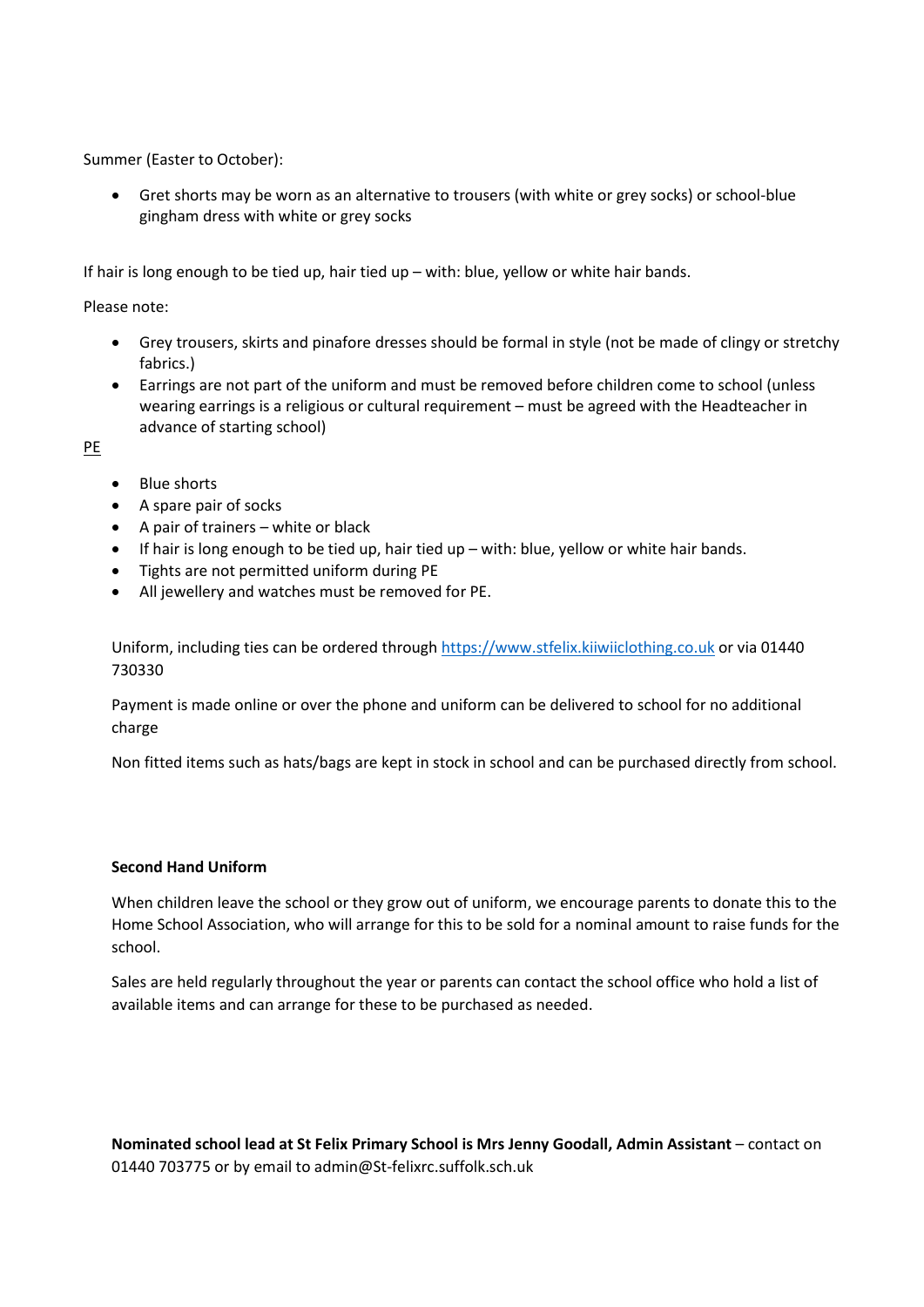Summer (Easter to October):

- Gret shorts may be worn as an alternative to trousers (with white or grey socks) or school-blue gingham dress with white or grey socks

If hair is long enough to be tied up, hair tied up – with: blue, yellow or white hair bands.

Please note:

- Grey trousers, skirts and pinafore dresses should be formal in style (not be made of clingy or stretchy fabrics.)
- Earrings are not part of the uniform and must be removed before children come to school (unless wearing earrings is a religious or cultural requirement – must be agreed with the Headteacher in advance of starting school)

PE

- Blue shorts
- A spare pair of socks
- A pair of trainers – white or black
- If hair is long enough to be tied up, hair tied up – with: blue, yellow or white hair bands.
- Tights are not permitted uniform during PE
- All jewellery and watches must be removed for PE.

Uniform, including ties can be ordered through https://www.stfelix.kiiwiiclothing.co.uk or via 01440 730330

Payment is made online or over the phone and uniform can be delivered to school for no additional charge

Non fitted items such as hats/bags are kept in stock in school and can be purchased directly from school.

**Second Hand Uniform**

When children leave the school or they grow out of uniform, we encourage parents to donate this to the Home School Association, who will arrange for this to be sold for a nominal amount to raise funds for the school.

Sales are held regularly throughout the year or parents can contact the school office who hold a list of available items and can arrange for these to be purchased as needed.

**Nominated school lead at St Felix Primary School is Mrs Jenny Goodall, Admin Assistant** – contact on 01440 703775 or by email to admin@St-felixrc.suffolk.sch.uk